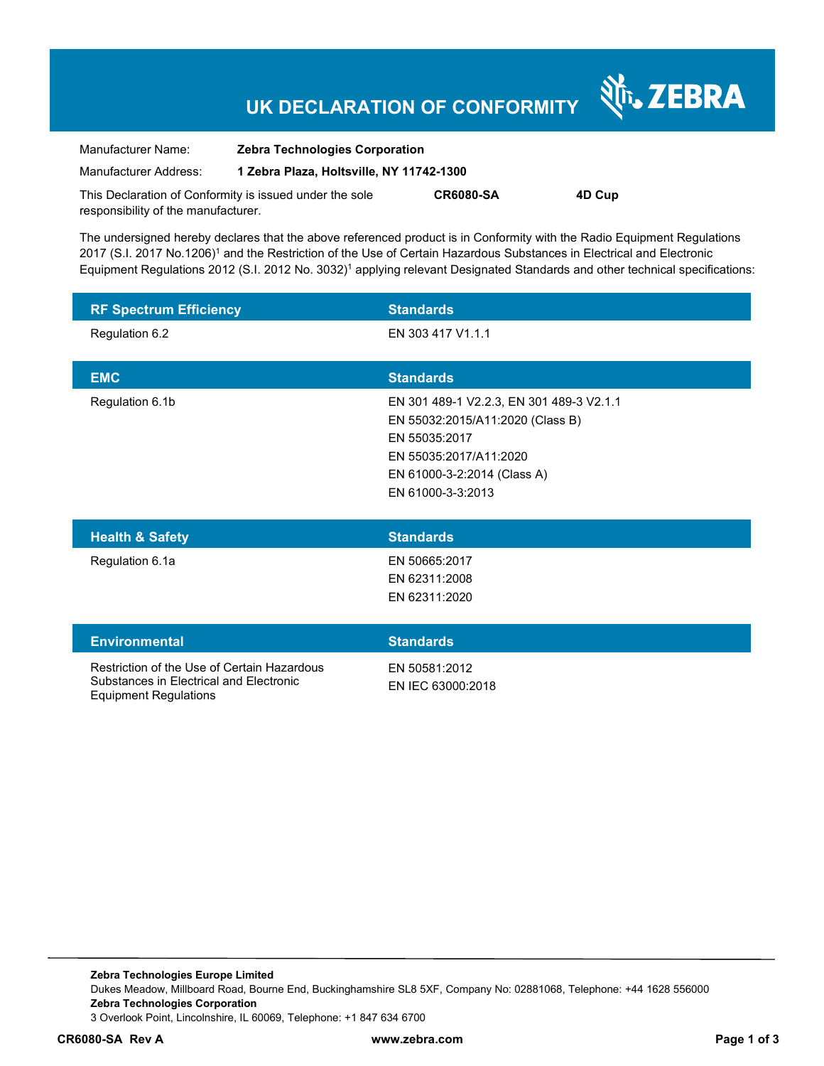# UK DECLARATION OF CONFORMITY

ZEBRA

| | |
|---|---|
| Manufacturer Name: | **Zebra Technologies Corporation** |
| Manufacturer Address: | **1 Zebra Plaza, Holtsville, NY 11742-1300** |

This Declaration of Conformity is issued under the sole responsibility of the manufacturer. **CR6080-SA** **4D Cup**

The undersigned hereby declares that the above referenced product is in Conformity with the Radio Equipment Regulations 2017 (S.I. 2017 No.1206)[1] and the Restriction of the Use of Certain Hazardous Substances in Electrical and Electronic Equipment Regulations 2012 (S.I. 2012 No. 3032)[1] applying relevant Designated Standards and other technical specifications:

| RF Spectrum Efficiency | Standards |
|---|---|
| Regulation 6.2 | EN 303 417 V1.1.1 |

| EMC | Standards |
|---|---|
| Regulation 6.1b | EN 301 489-1 V2.2.3, EN 301 489-3 V2.1.1<br>EN 55032:2015/A11:2020 (Class B)<br>EN 55035:2017<br>EN 55035:2017/A11:2020<br>EN 61000-3-2:2014 (Class A)<br>EN 61000-3-3:2013 |

| Health & Safety | Standards |
|---|---|
| Regulation 6.1a | EN 50665:2017<br>EN 62311:2008<br>EN 62311:2020 |

| Environmental | Standards |
|---|---|
| Restriction of the Use of Certain Hazardous Substances in Electrical and Electronic Equipment Regulations | EN 50581:2012<br>EN IEC 63000:2018 |

**Zebra Technologies Europe Limited**
Dukes Meadow, Millboard Road, Bourne End, Buckinghamshire SL8 5XF, Company No: 02881068, Telephone: +44 1628 556000
**Zebra Technologies Corporation**
3 Overlook Point, Lincolnshire, IL 60069, Telephone: +1 847 634 6700

**CR6080-SA Rev A** **www.zebra.com**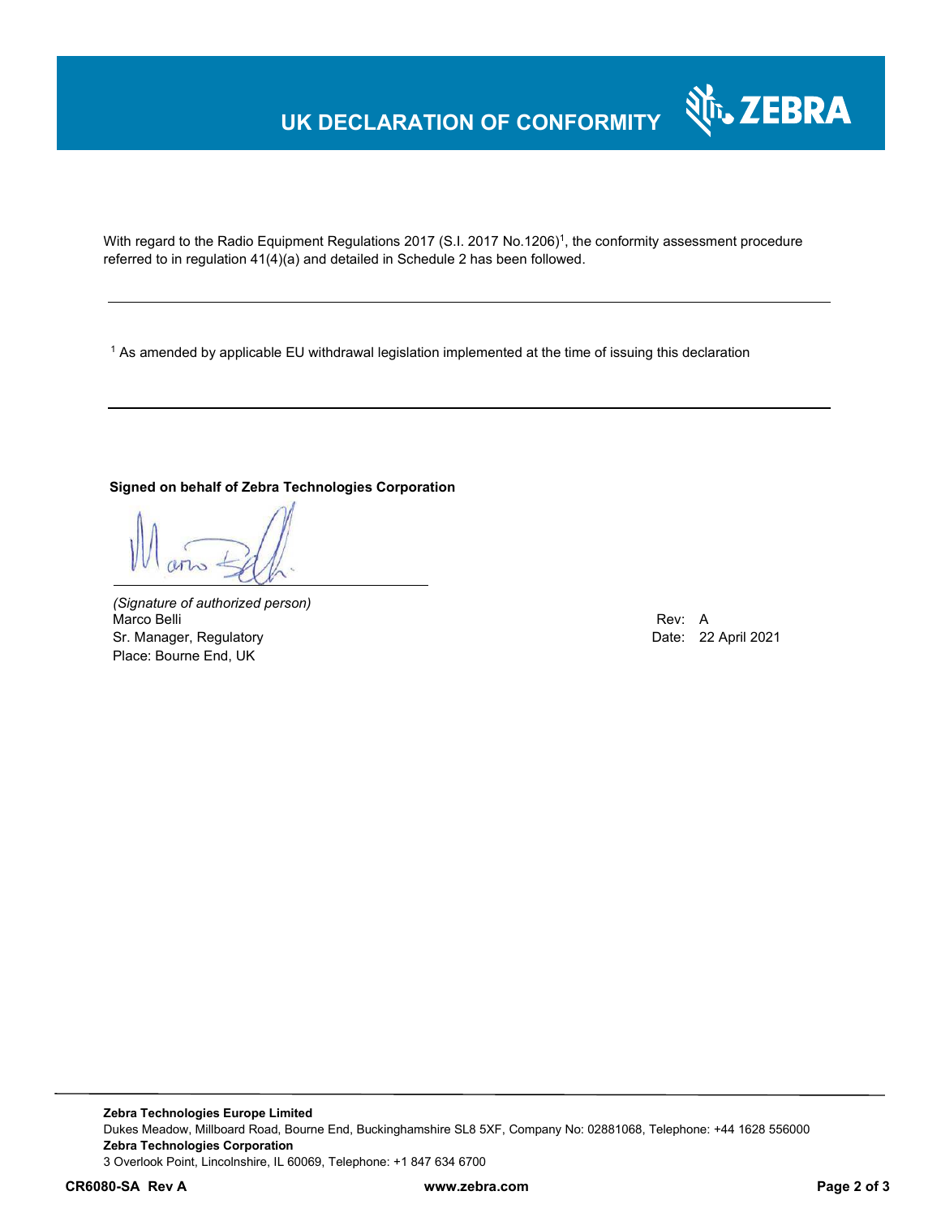# UK DECLARATION OF CONFORMITY

ZEBRA

With regard to the Radio Equipment Regulations 2017 (S.I. 2017 No.1206)[1], the conformity assessment procedure referred to in regulation 41(4)(a) and detailed in Schedule 2 has been followed.

---

[1] As amended by applicable EU withdrawal legislation implemented at the time of issuing this declaration

---

**Signed on behalf of Zebra Technologies Corporation**

*(Signature of authorized person)*
Marco Belli
Sr. Manager, Regulatory
Place: Bourne End, UK

Rev: A
Date: 22 April 2021

---

**Zebra Technologies Europe Limited**
Dukes Meadow, Millboard Road, Bourne End, Buckinghamshire SL8 5XF, Company No: 02881068, Telephone: +44 1628 556000
**Zebra Technologies Corporation**
3 Overlook Point, Lincolnshire, IL 60069, Telephone: +1 847 634 6700

**CR6080-SA Rev A** **www.zebra.com**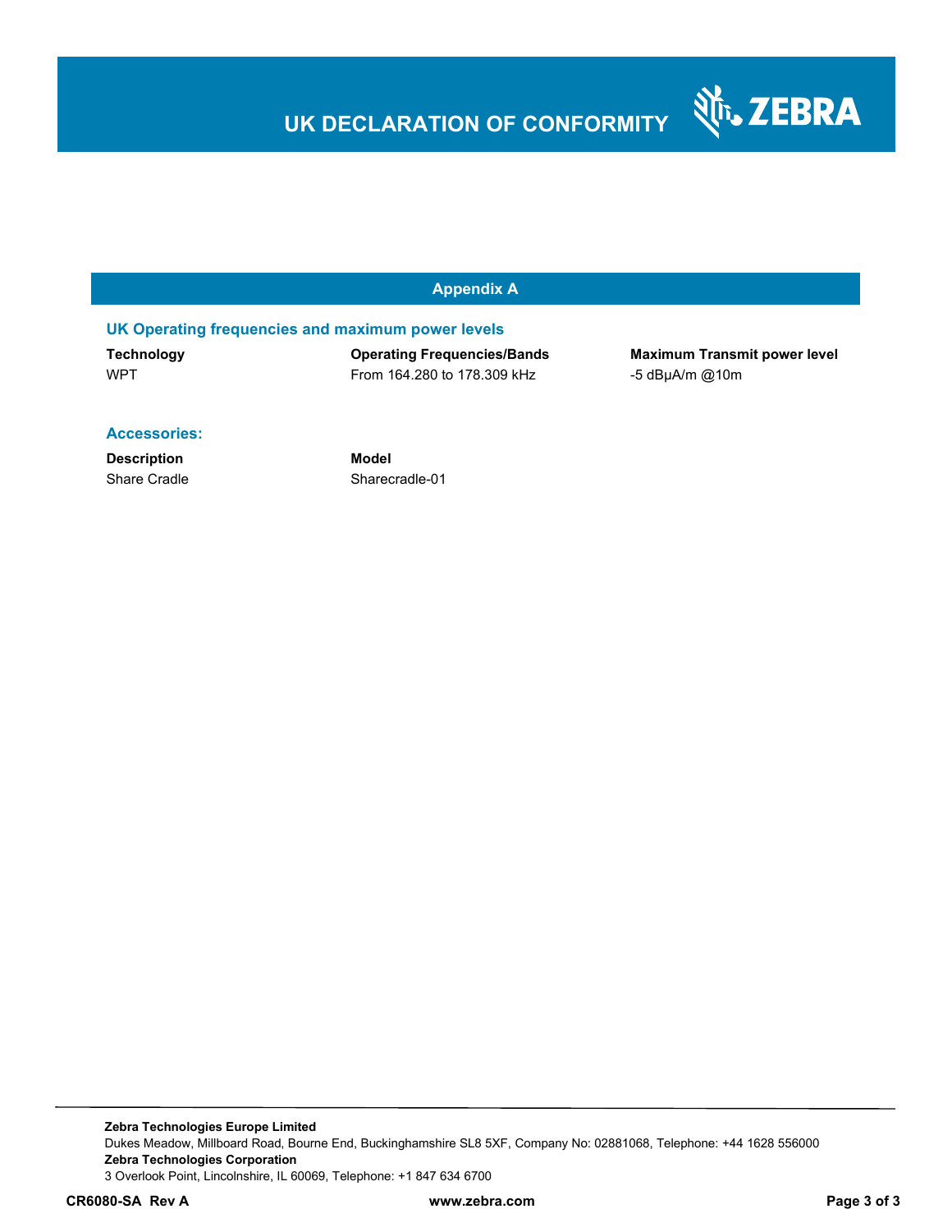# UK DECLARATION OF CONFORMITY

## Appendix A

### UK Operating frequencies and maximum power levels

| Technology | Operating Frequencies/Bands | Maximum Transmit power level |
| --- | --- | --- |
| WPT | From 164.280 to 178.309 kHz | -5 dBμA/m @10m |

### Accessories:

| Description | Model |
| --- | --- |
| Share Cradle | Sharecradle-01 |

**Zebra Technologies Europe Limited**
Dukes Meadow, Millboard Road, Bourne End, Buckinghamshire SL8 5XF, Company No: 02881068, Telephone: +44 1628 556000
**Zebra Technologies Corporation**
3 Overlook Point, Lincolnshire, IL 60069, Telephone: +1 847 634 6700

**CR6080-SA Rev A** **www.zebra.com**